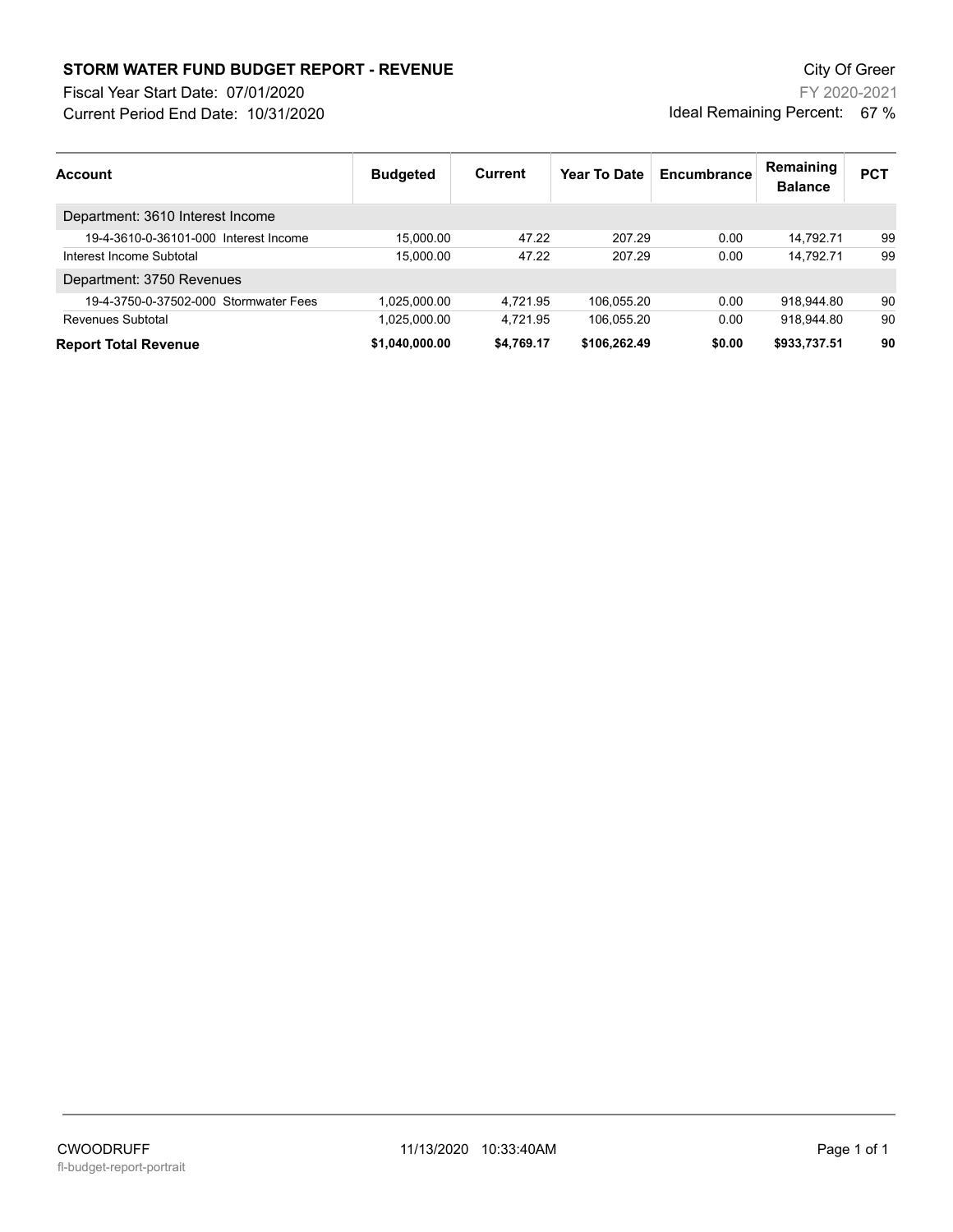# STORM WATER FUND BUDGET REPORT - REVENUE

City Of Greer

Fiscal Year Start Date: 07/01/2020

FY 2020-2021

Current Period End Date: 10/31/2020

Ideal Remaining Percent: 67 %

| Account | Budgeted | Current | Year To Date | Encumbrance | Remaining Balance | PCT |
|---|---|---|---|---|---|---|
| Department: 3610 Interest Income | | | | | | |
| 19-4-3610-0-36101-000 Interest Income | 15,000.00 | 47.22 | 207.29 | 0.00 | 14,792.71 | 99 |
| Interest Income Subtotal | 15,000.00 | 47.22 | 207.29 | 0.00 | 14,792.71 | 99 |
| Department: 3750 Revenues | | | | | | |
| 19-4-3750-0-37502-000 Stormwater Fees | 1,025,000.00 | 4,721.95 | 106,055.20 | 0.00 | 918,944.80 | 90 |
| Revenues Subtotal | 1,025,000.00 | 4,721.95 | 106,055.20 | 0.00 | 918,944.80 | 90 |
| **Report Total Revenue** | **$1,040,000.00** | **$4,769.17** | **$106,262.49** | **$0.00** | **$933,737.51** | **90** |

CWOODRUFF

fl-budget-report-portrait

11/13/2020 10:33:40AM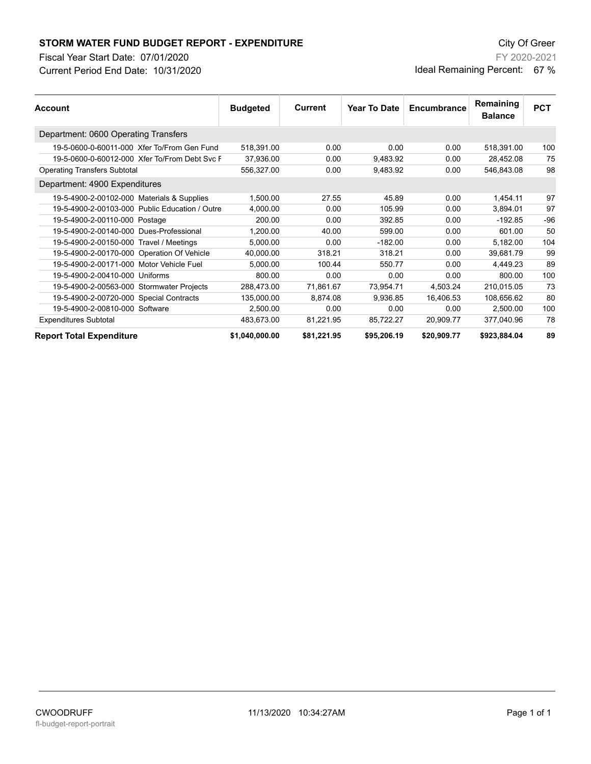**STORM WATER FUND BUDGET REPORT - EXPENDITURE**

City Of Greer

Fiscal Year Start Date: 07/01/2020

FY 2020-2021

Current Period End Date: 10/31/2020

Ideal Remaining Percent: 67 %

| Account | Budgeted | Current | Year To Date | Encumbrance | Remaining Balance | PCT |
|---|---|---|---|---|---|---|
| Department: 0600 Operating Transfers | | | | | | |
| 19-5-0600-0-60011-000 Xfer To/From Gen Fund | 518,391.00 | 0.00 | 0.00 | 0.00 | 518,391.00 | 100 |
| 19-5-0600-0-60012-000 Xfer To/From Debt Svc F | 37,936.00 | 0.00 | 9,483.92 | 0.00 | 28,452.08 | 75 |
| Operating Transfers Subtotal | 556,327.00 | 0.00 | 9,483.92 | 0.00 | 546,843.08 | 98 |
| Department: 4900 Expenditures | | | | | | |
| 19-5-4900-2-00102-000 Materials & Supplies | 1,500.00 | 27.55 | 45.89 | 0.00 | 1,454.11 | 97 |
| 19-5-4900-2-00103-000 Public Education / Outre | 4,000.00 | 0.00 | 105.99 | 0.00 | 3,894.01 | 97 |
| 19-5-4900-2-00110-000 Postage | 200.00 | 0.00 | 392.85 | 0.00 | -192.85 | -96 |
| 19-5-4900-2-00140-000 Dues-Professional | 1,200.00 | 40.00 | 599.00 | 0.00 | 601.00 | 50 |
| 19-5-4900-2-00150-000 Travel / Meetings | 5,000.00 | 0.00 | -182.00 | 0.00 | 5,182.00 | 104 |
| 19-5-4900-2-00170-000 Operation Of Vehicle | 40,000.00 | 318.21 | 318.21 | 0.00 | 39,681.79 | 99 |
| 19-5-4900-2-00171-000 Motor Vehicle Fuel | 5,000.00 | 100.44 | 550.77 | 0.00 | 4,449.23 | 89 |
| 19-5-4900-2-00410-000 Uniforms | 800.00 | 0.00 | 0.00 | 0.00 | 800.00 | 100 |
| 19-5-4900-2-00563-000 Stormwater Projects | 288,473.00 | 71,861.67 | 73,954.71 | 4,503.24 | 210,015.05 | 73 |
| 19-5-4900-2-00720-000 Special Contracts | 135,000.00 | 8,874.08 | 9,936.85 | 16,406.53 | 108,656.62 | 80 |
| 19-5-4900-2-00810-000 Software | 2,500.00 | 0.00 | 0.00 | 0.00 | 2,500.00 | 100 |
| Expenditures Subtotal | 483,673.00 | 81,221.95 | 85,722.27 | 20,909.77 | 377,040.96 | 78 |
| **Report Total Expenditure** | **$1,040,000.00** | **$81,221.95** | **$95,206.19** | **$20,909.77** | **$923,884.04** | **89** |

CWOODRUFF 11/13/2020 10:34:27AM

fl-budget-report-portrait